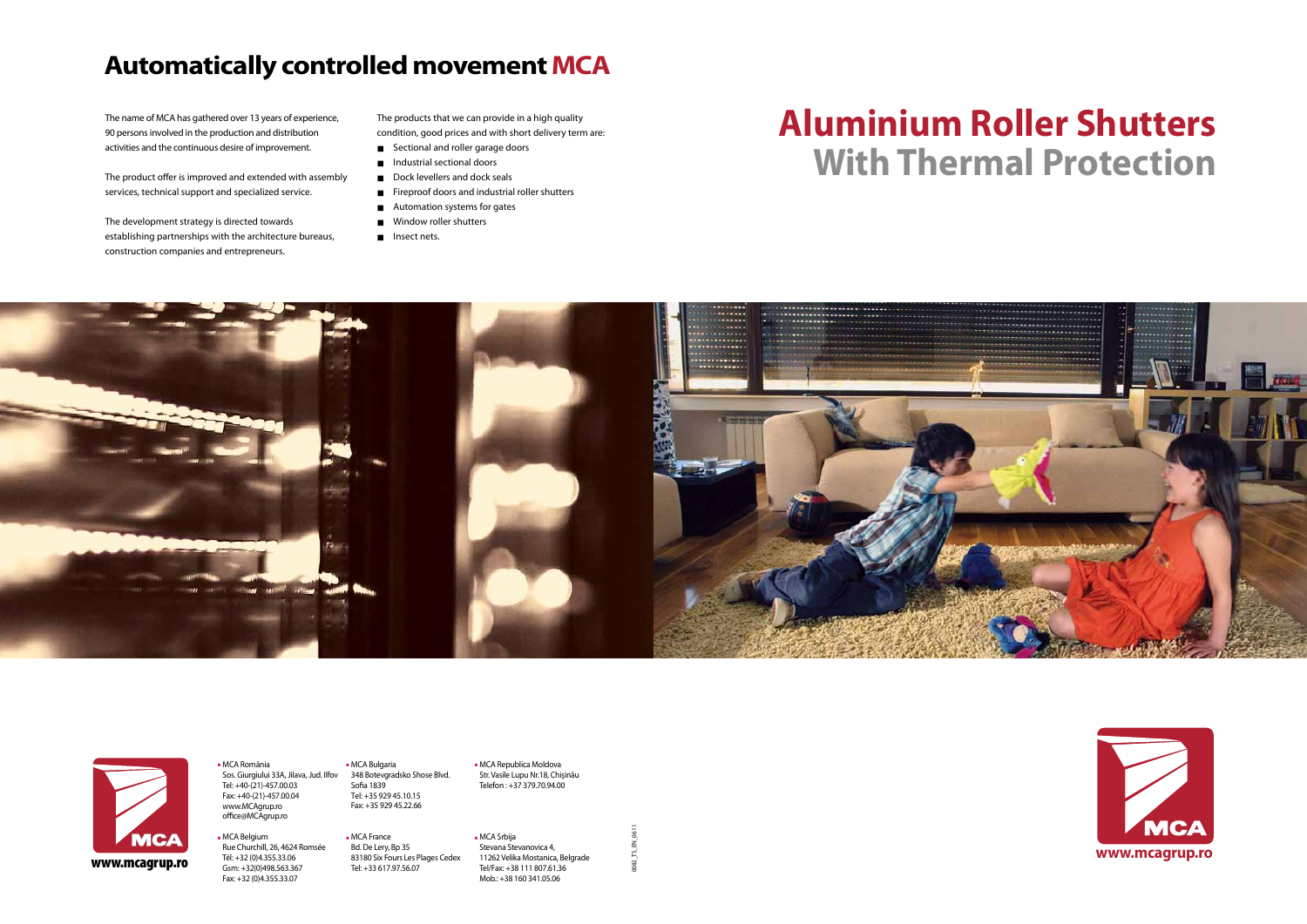# Automatically controlled movement MCA

The name of MCA has gathered over 13 years of experience, 90 persons involved in the production and distribution activities and the continuous desire of improvement.

The product offer is improved and extended with assembly services, technical support and specialized service.

The development strategy is directed towards establishing partnerships with the architecture bureaus, construction companies and entrepreneurs.

The products that we can provide in a high quality condition, good prices and with short delivery term are:

- Sectional and roller garage doors
- Industrial sectional doors
- Dock levellers and dock seals
- Fireproof doors and industrial roller shutters
- Automation systems for gates
- Window roller shutters
- Insect nets.

# Aluminium Roller Shutters
## With Thermal Protection

MCA
www.mcagrup.ro

- MCA România
  Sos. Giurgiului 33A, Jilava, Jud. Ilfov
  Tel: +40-(21)-457.00.03
  Fax: +40-(21)-457.00.04
  www.MCAgrup.ro
  office@MCAgrup.ro

- MCA Belgium
  Rue Churchill, 26, 4624 Romsée
  Tél: +32 (0)4.355.33.06
  Gsm: +32(0)498.563.367
  Fax: +32 (0)4.355.33.07

- MCA Bulgaria
  348 Botevgradsko Shose Blvd.
  Sofia 1839
  Tel: +35 929 45.10.15
  Fax: +35 929 45.22.66

- MCA France
  Bd. De Lery, Bp 35
  83180 Six Fours Les Plages Cedex
  Tel: +33 617.97.56.07

- MCA Republica Moldova
  Str. Vasile Lupu Nr.18, Chișinău
  Telefon : +37 379.70.94.00

- MCA Srbija
  Stevana Stevanovica 4,
  11262 Velika Mostanica, Belgrade
  Tel/Fax: +38 111 807.61.36
  Mob.: +38 160 341.05.06

0082_TS_EN_0611

MCA
www.mcagrup.ro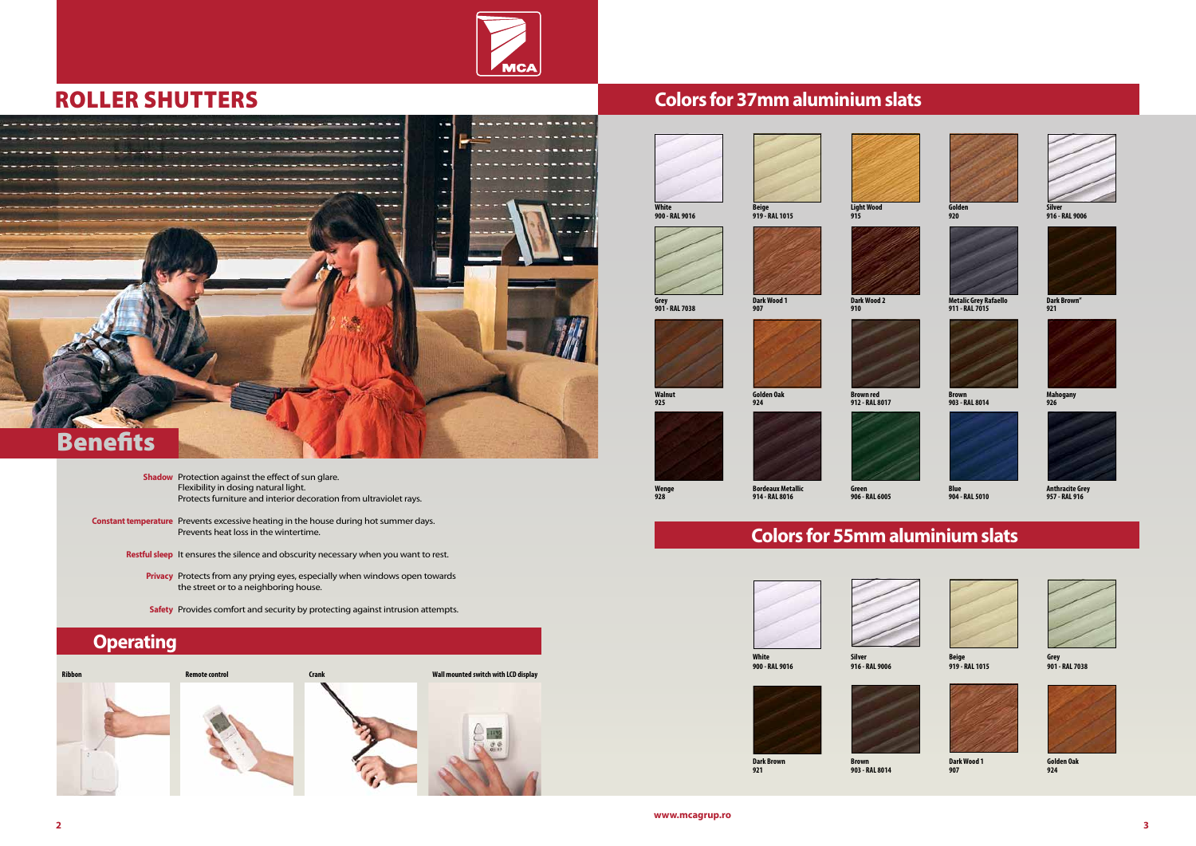# ROLLER SHUTTERS

## Benefits

**Shadow** Protection against the effect of sun glare.
Flexibility in dosing natural light.
Protects furniture and interior decoration from ultraviolet rays.

**Constant temperature** Prevents excessive heating in the house during hot summer days.
Prevents heat loss in the wintertime.

**Restful sleep** It ensures the silence and obscurity necessary when you want to rest.

**Privacy** Protects from any prying eyes, especially when windows open towards the street or to a neighboring house.

**Safety** Provides comfort and security by protecting against intrusion attempts.

## Operating

- Ribbon
- Remote control
- Crank
- Wall mounted switch with LCD display

## Colors for 37mm aluminium slats

| | | | | |
|---|---|---|---|---|
| White 900 - RAL 9016 | Beige 919 - RAL 1015 | Light Wood 915 | Golden 920 | Silver 916 - RAL 9006 |
| Grey 901 - RAL 7038 | Dark Wood 1 907 | Dark Wood 2 910 | Metalic Grey Rafaello 911 - RAL 7015 | Dark Brown" 921 |
| Walnut 925 | Golden Oak 924 | Brown red 912 - RAL 8017 | Brown 903 - RAL 8014 | Mahogany 926 |
| Wenge 928 | Bordeaux Metallic 914 - RAL 8016 | Green 906 - RAL 6005 | Blue 904 - RAL 5010 | Anthracite Grey 957 - RAL 916 |

## Colors for 55mm aluminium slats

| | | | |
|---|---|---|---|
| White 900 - RAL 9016 | Silver 916 - RAL 9006 | Beige 919 - RAL 1015 | Grey 901 - RAL 7038 |
| Dark Brown 921 | Brown 903 - RAL 8014 | Dark Wood 1 907 | Golden Oak 924 |

www.mcagrup.ro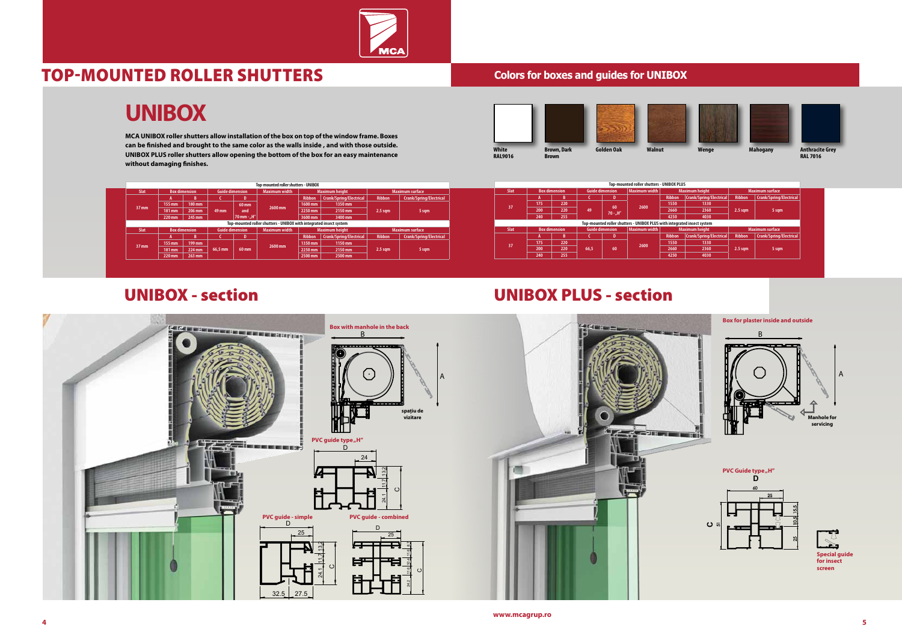# TOP-MOUNTED ROLLER SHUTTERS

## UNIBOX

**MCA UNIBOX roller shutters allow installation of the box on top of the window frame. Boxes can be finished and brought to the same color as the walls inside , and with those outside. UNIBOX PLUS roller shutters allow opening the bottom of the box for an easy maintenance without damaging finishes.**

**Top-mounted roller shutters - UNIBOX**

| Slat | Box dimension | | Guide dimension | | Maximum width | Maximum height | | Maximum surface | |
|---|---|---|---|---|---|---|---|---|---|
| | A | B | C | D | | Ribbon | Crank/Spring/Electrical | Ribbon | Crank/Spring/Electrical |
| 37 mm | 155 mm | 180 mm | 49 mm | 60 mm and 70 mm - „H" | 2600 mm | 1600 mm | 1350 mm | 2.5 sqm | 5 sqm |
| | 181 mm | 206 mm | | | | 2250 mm | 2150 mm | | |
| | 220 mm | 245 mm | | | | 3600 mm | 3400 mm | | |

**Top-mounted roller shutters - UNIBOX with integrated insect system**

| Slat | Box dimension | | Guide dimension | | Maximum width | Maximum height | | Maximum surface | |
|---|---|---|---|---|---|---|---|---|---|
| | A | B | C | D | | Ribbon | Crank/Spring/Electrical | Ribbon | Crank/Spring/Electrical |
| 37 mm | 155 mm | 199 mm | 66,5 mm | 60 mm | 2600 mm | 1350 mm | 1150 mm | 2.5 sqm | 5 sqm |
| | 181 mm | 224 mm | | | | 2250 mm | 2150 mm | | |
| | 220 mm | 263 mm | | | | 2500 mm | 2500 mm | | |

## Colors for boxes and guides for UNIBOX

White RAL9016 · Brown, Dark Brown · Golden Oak · Walnut · Wenge · Mahogany · Anthracite Grey RAL 7016

**Top-mounted roller shutters - UNIBOX PLUS**

| Slat | Box dimension | | Guide dimension | | Maximum width | Maximum height | | Maximum surface | |
|---|---|---|---|---|---|---|---|---|---|
| | A | B | C | D | | Ribbon | Crank/Spring/Electrical | Ribbon | Crank/Spring/Electrical |
| 37 | 175 | 220 | 49 | 60 70 - „H" | 2600 | 1550 | 1330 | 2.5 sqm | 5 sqm |
| | 200 | 220 | | | | 2660 | 2360 | | |
| | 240 | 255 | | | | 4250 | 4030 | | |

**Top-mounted roller shutters - UNIBOX PLUS with integrated insect system**

| Slat | Box dimension | | Guide dimension | | Maximum width | Maximum height | | Maximum surface | |
|---|---|---|---|---|---|---|---|---|---|
| | A | B | C | D | | Ribbon | Crank/Spring/Electrical | Ribbon | Crank/Spring/Electrical |
| 37 | 175 | 220 | 66,5 | 60 | 2600 | 1550 | 1330 | 2.5 sqm | 5 sqm |
| | 200 | 220 | | | | 2660 | 2360 | | |
| | 240 | 255 | | | | 4250 | 4030 | | |

## UNIBOX - section

Box with manhole in the back

spațiu de vizitare

PVC guide type „H"

PVC guide - simple

PVC guide - combined

## UNIBOX PLUS - section

Box for plaster inside and outside

Manhole for servicing

PVC Guide type „H"

Special guide for insect screen

www.mcagrup.ro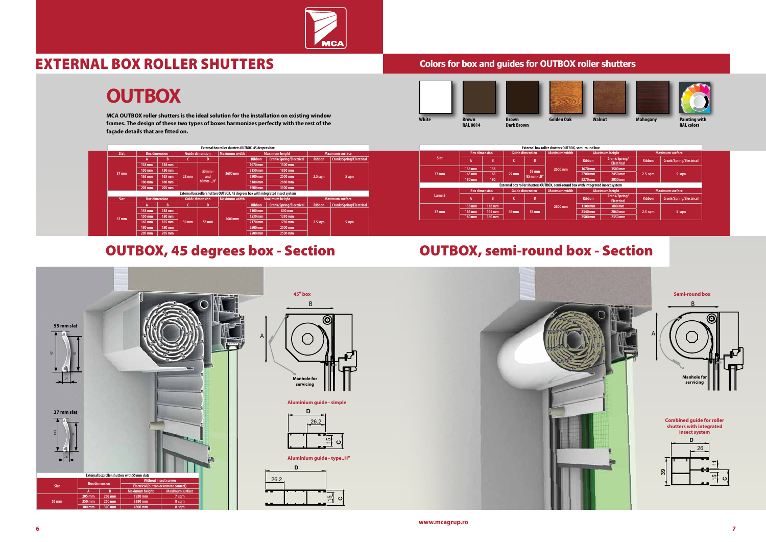# EXTERNAL BOX ROLLER SHUTTERS

## OUTBOX

**MCA OUTBOX roller shutters is the ideal solution for the installation on existing window frames. The design of these two types of boxes harmonizes perfectly with the rest of the façade details that are fitted on.**

External box roller shutters OUTBOX, 45 degrees box

| Slat | Box dimension | | Guide dimension | | Maximum width | Maximum height | | Maximum surface | |
|---|---|---|---|---|---|---|---|---|---|
| | A | B | C | D | | Ribbon | Crank/Spring/Electrical | Ribbon | Crank/Spring/Electrical |
| 37 mm | 138 mm | 138 mm | 22 mm | 53mm - and 85mm -„H" | 2600 mm | 1670 mm | 1500 mm | 2.5 sqm | 5 sqm |
| | 150 mm | 150 mm | | | | 2150 mm | 1850 mm | | |
| | 165 mm | 165 mm | | | | 2800 mm | 2500 mm | | |
| | 180 mm | 180 mm | | | | 3180 mm | 2880 mm | | |
| | 205 mm | 205 mm | | | | 3900 mm | 3500 mm | | |

External box roller shutters OUTBOX, 45 degrees box with integrated insect system

| Slat | Box dimension | | Guide dimension | | Maximum width | Maximum height | | Maximum surface | |
|---|---|---|---|---|---|---|---|---|---|
| | A | B | C | D | | Ribbon | Crank/Spring/Electrical | Ribbon | Crank/Spring/Electrical |
| 37 mm | 138 mm | 138 mm | 39 mm | 53 mm | 2600 mm | 1100 mm | 800 mm | 2.5 sqm | 5 sqm |
| | 150 mm | 150 mm | | | | 1530 mm | 1330 mm | | |
| | 165 mm | 165 mm | | | | 2170 mm | 1730 mm | | |
| | 180 mm | 180 mm | | | | 2500 mm | 2500 mm | | |
| | 205 mm | 205 mm | | | | 2500 mm | 2500 mm | | |

## Colors for box and guides for OUTBOX roller shutters

White | Brown RAL 8014 | Brown Dark Brown | Golden Oak | Walnut | Mahogany | Painting with RAL colors

External box roller shutters OUTBOX, semi-round box

| Slat | Box dimension | | Guide dimension | | Maximum width | Maximum height | | Maximum surface | |
|---|---|---|---|---|---|---|---|---|---|
| | A | B | C | D | | Ribbon | Crank/Spring/Electrical | Ribbon | Crank/Spring/Electrical |
| 37 mm | 138 mm | 138 | 22 mm | 53 mm 85 mm -„H" | 2600 mm | 1670 mm | 1500 mm | 2.5 sqm | 5 sqm |
| | 165 mm | 165 | | | | 2700 mm | 2450 mm | | |
| | 180 mm | 180 | | | | 3270 mm | 3050 mm | | |

External box roller shutters OUTBOX, semi-round box with integrated insect system

| Lamelă | Box dimension | | Guide dimension | | Maximum width | Maximum height | | Maximum surface | |
|---|---|---|---|---|---|---|---|---|---|
| | A | B | C | D | | Ribbon | Crank/Spring/Electrical | Ribbon | Crank/Spring/Electrical |
| 37 mm | 138 mm | 138 mm | 39 mm | 53 mm | 2600 mm | 1100 mm | 800 mm | 2.5 sqm | 5 sqm |
| | 165 mm | 165 mm | | | | 2340 mm | 2060 mm | | |
| | 180 mm | 180 mm | | | | 2500 mm | 2350 mm | | |

## OUTBOX, 45 degrees box - Section

55 mm slat

63
55
14

37 mm slat

43.5
37
7.5

External box roller shutters with 55 mm slats

| Slat | Box dimension | | Without insect screen | |
|---|---|---|---|---|
| | | | Electrical (button or remote control) | |
| | A | B | Maximum height | Maximum surface |
| 55 mm | 205 mm | 205 mm | 1920 mm | 7 sqm |
| | 250 mm | 250 mm | 3380 mm | 8 sqm |
| | 300 mm | 300 mm | 4300 mm | 8 sqm |

45° box

B
A

Manhole for servicing

Aluminium guide - simple

D
26.2
15
C

Aluminium guide - type „H"

D
26.2
15
C

## OUTBOX, semi-round box - Section

Semi-round box

B
A

Manhole for servicing

Combined guide for roller shutters with integrated insect system

D
26
39
11
15
C

www.mcagrup.ro